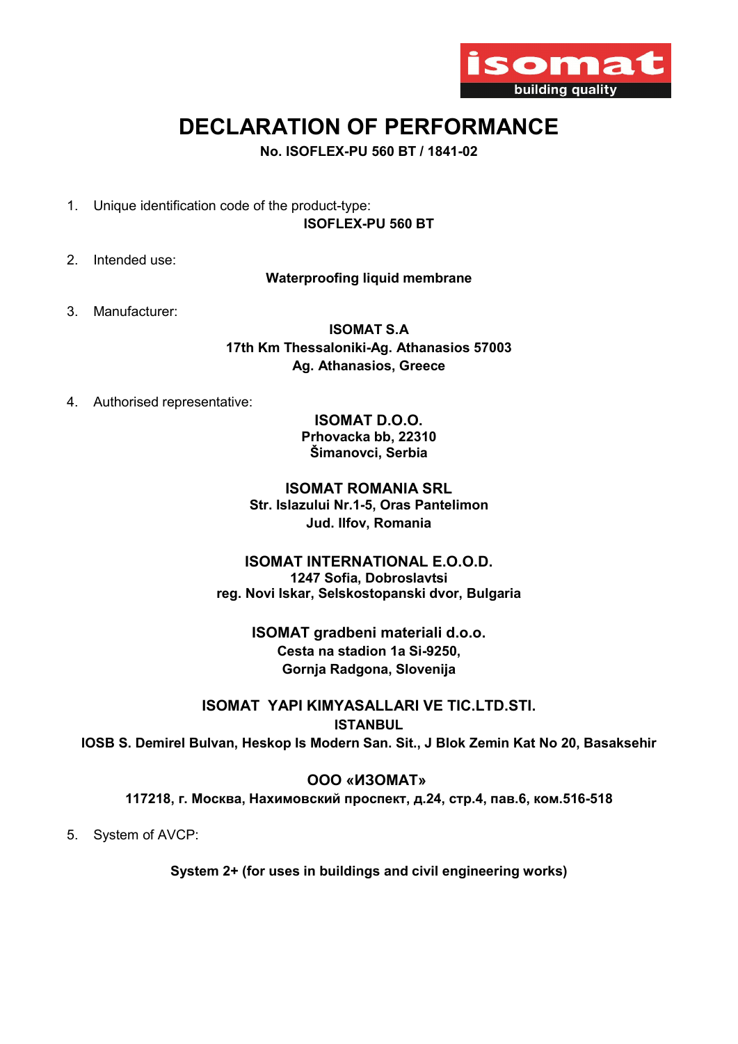# DECLARATION OF PERFORMANCE

**No. ISOFLEX-PU 560 BT / 1841-02**

1. Unique identification code of the product-type:

   **ISOFLEX-PU 560 BT**

2. Intended use:

   **Waterproofing liquid membrane**

3. Manufacturer:

   **ISOMAT S.A**
   **17th Km Thessaloniki-Ag. Athanasios 57003**
   **Ag. Athanasios, Greece**

4. Authorised representative:

   **ISOMAT D.O.O.**
   **Prhovacka bb, 22310**
   **Šimanovci, Serbia**

   **ISOMAT ROMANIA SRL**
   **Str. Islazului Nr.1-5, Oras Pantelimon**
   **Jud. Ilfov, Romania**

   **ISOMAT INTERNATIONAL E.O.O.D.**
   **1247 Sofia, Dobroslavtsi**
   **reg. Novi Iskar, Selskostopanski dvor, Bulgaria**

   **ISOMAT gradbeni materiali d.o.o.**
   **Cesta na stadion 1a Si-9250,**
   **Gornja Radgona, Slovenija**

   **ISOMAT YAPI KIMYASALLARI VE TIC.LTD.STI.**
   **ISTANBUL**
   **IOSB S. Demirel Bulvan, Heskop Is Modern San. Sit., J Blok Zemin Kat No 20, Basaksehir**

   **ООО «ИЗОМАТ»**
   **117218, г. Москва, Нахимовский проспект, д.24, стр.4, пав.6, ком.516-518**

5. System of AVCP:

   **System 2+ (for uses in buildings and civil engineering works)**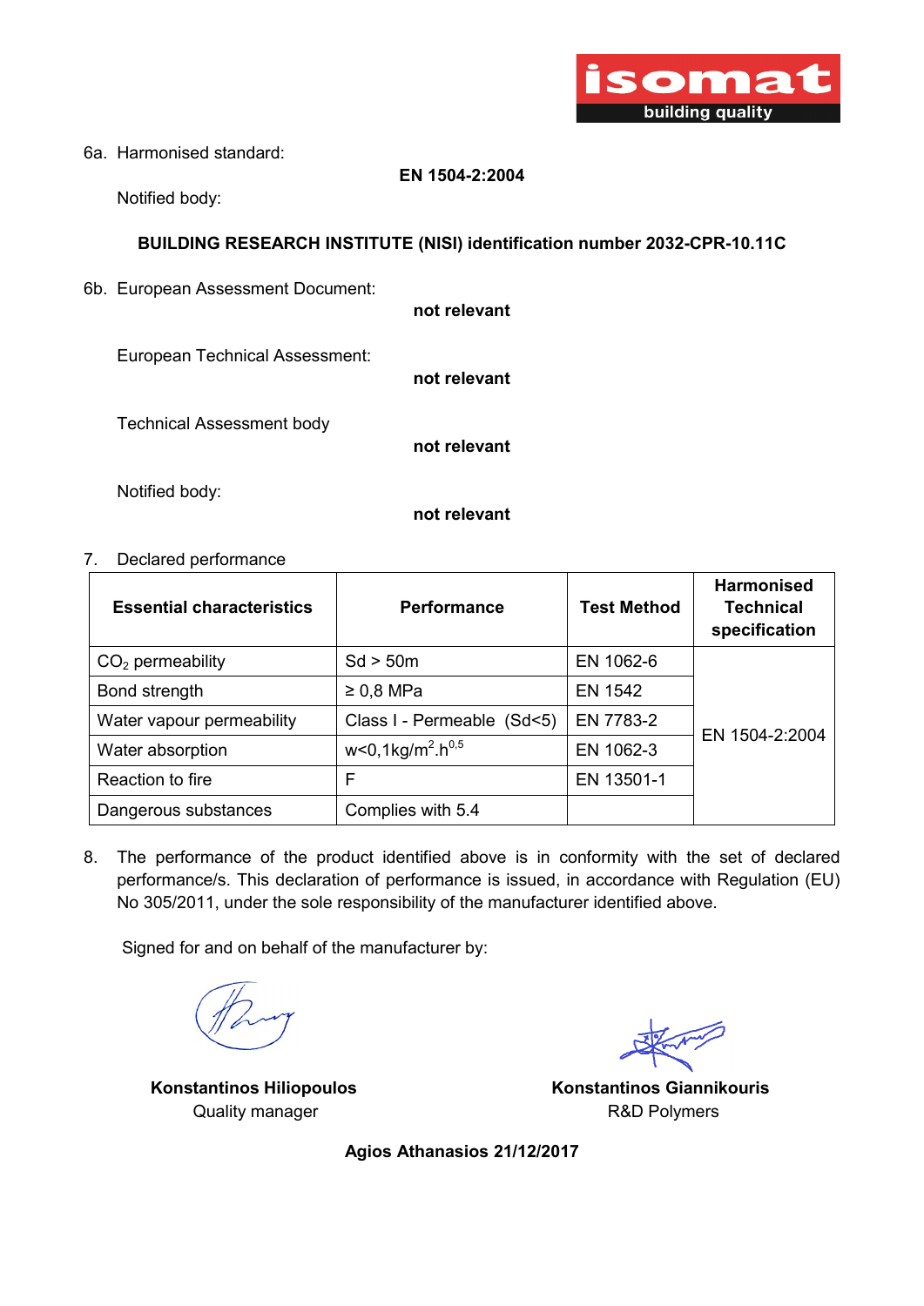6a. Harmonised standard:

**EN 1504-2:2004**

Notified body:

**BUILDING RESEARCH INSTITUTE (NISI) identification number 2032-CPR-10.11C**

6b. European Assessment Document:

**not relevant**

European Technical Assessment:

**not relevant**

Technical Assessment body

**not relevant**

Notified body:

**not relevant**

7. Declared performance

| **Essential characteristics** | **Performance** | **Test Method** | **Harmonised Technical specification** |
|---|---|---|---|
| $CO_2$ permeability | Sd > 50m | EN 1062-6 | EN 1504-2:2004 |
| Bond strength | ≥ 0,8 MPa | EN 1542 | |
| Water vapour permeability | Class I - Permeable (Sd<5) | EN 7783-2 | |
| Water absorption | $w<0,1kg/m^2.h^{0,5}$ | EN 1062-3 | |
| Reaction to fire | F | EN 13501-1 | |
| Dangerous substances | Complies with 5.4 | | |

8. The performance of the product identified above is in conformity with the set of declared performance/s. This declaration of performance is issued, in accordance with Regulation (EU) No 305/2011, under the sole responsibility of the manufacturer identified above.

Signed for and on behalf of the manufacturer by:

**Konstantinos Hiliopoulos**
Quality manager

**Konstantinos Giannikouris**
R&D Polymers

**Agios Athanasios 21/12/2017**